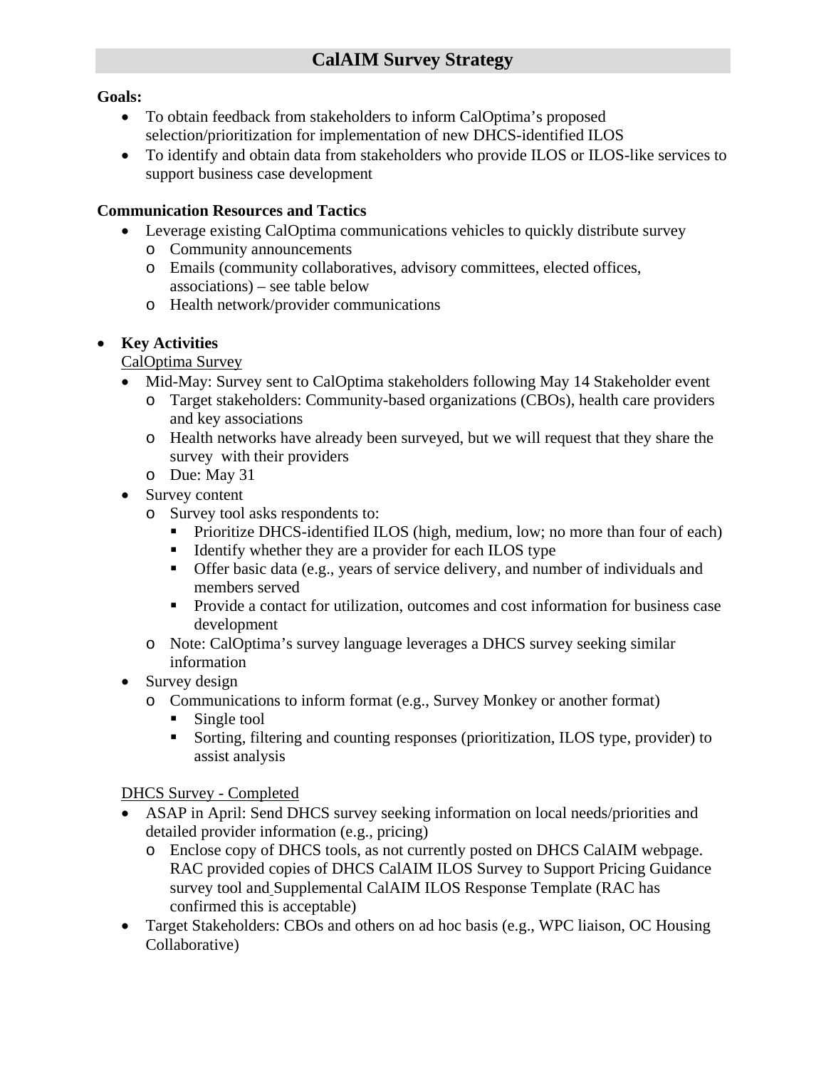# CalAIM Survey Strategy

**Goals:**

- To obtain feedback from stakeholders to inform CalOptima's proposed selection/prioritization for implementation of new DHCS-identified ILOS
- To identify and obtain data from stakeholders who provide ILOS or ILOS-like services to support business case development

**Communication Resources and Tactics**

- Leverage existing CalOptima communications vehicles to quickly distribute survey
  - Community announcements
  - Emails (community collaboratives, advisory committees, elected offices, associations) – see table below
  - Health network/provider communications

- **Key Activities**

  <u>CalOptima Survey</u>

  - Mid-May: Survey sent to CalOptima stakeholders following May 14 Stakeholder event
    - Target stakeholders: Community-based organizations (CBOs), health care providers and key associations
    - Health networks have already been surveyed, but we will request that they share the survey with their providers
    - Due: May 31
  - Survey content
    - Survey tool asks respondents to:
      - Prioritize DHCS-identified ILOS (high, medium, low; no more than four of each)
      - Identify whether they are a provider for each ILOS type
      - Offer basic data (e.g., years of service delivery, and number of individuals and members served
      - Provide a contact for utilization, outcomes and cost information for business case development
    - Note: CalOptima's survey language leverages a DHCS survey seeking similar information
  - Survey design
    - Communications to inform format (e.g., Survey Monkey or another format)
      - Single tool
      - Sorting, filtering and counting responses (prioritization, ILOS type, provider) to assist analysis

  <u>DHCS Survey - Completed</u>

  - ASAP in April: Send DHCS survey seeking information on local needs/priorities and detailed provider information (e.g., pricing)
    - Enclose copy of DHCS tools, as not currently posted on DHCS CalAIM webpage. RAC provided copies of DHCS CalAIM ILOS Survey to Support Pricing Guidance survey tool and Supplemental CalAIM ILOS Response Template (RAC has confirmed this is acceptable)
  - Target Stakeholders: CBOs and others on ad hoc basis (e.g., WPC liaison, OC Housing Collaborative)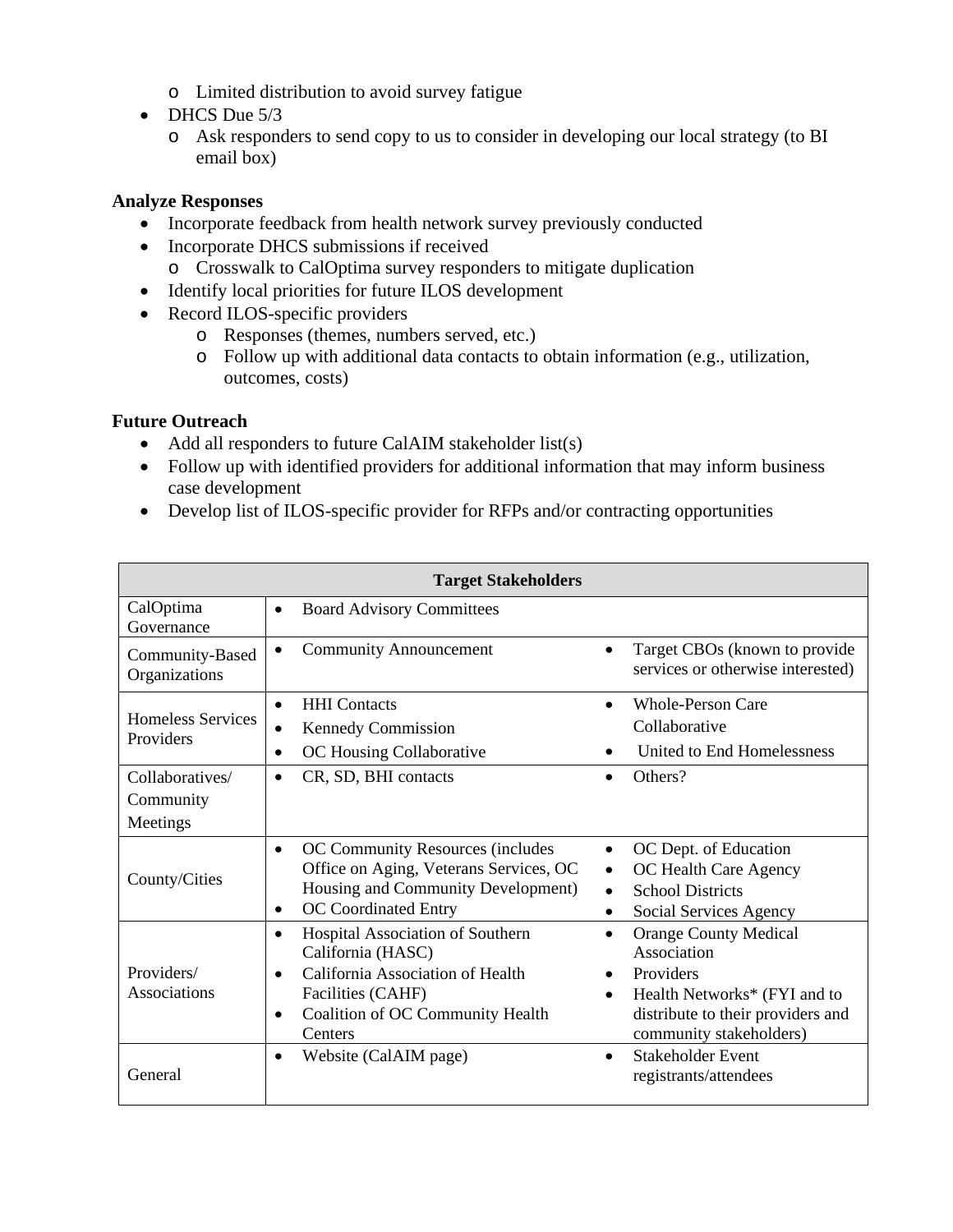- Limited distribution to avoid survey fatigue
- DHCS Due 5/3
  - Ask responders to send copy to us to consider in developing our local strategy (to BI email box)

**Analyze Responses**

- Incorporate feedback from health network survey previously conducted
- Incorporate DHCS submissions if received
  - Crosswalk to CalOptima survey responders to mitigate duplication
- Identify local priorities for future ILOS development
- Record ILOS-specific providers
  - Responses (themes, numbers served, etc.)
  - Follow up with additional data contacts to obtain information (e.g., utilization, outcomes, costs)

**Future Outreach**

- Add all responders to future CalAIM stakeholder list(s)
- Follow up with identified providers for additional information that may inform business case development
- Develop list of ILOS-specific provider for RFPs and/or contracting opportunities

| **Target Stakeholders** | | |
|---|---|---|
| CalOptima Governance | • Board Advisory Committees | |
| Community-Based Organizations | • Community Announcement | • Target CBOs (known to provide services or otherwise interested) |
| Homeless Services Providers | • HHI Contacts<br>• Kennedy Commission<br>• OC Housing Collaborative | • Whole-Person Care Collaborative<br>• United to End Homelessness |
| Collaboratives/ Community Meetings | • CR, SD, BHI contacts | • Others? |
| County/Cities | • OC Community Resources (includes Office on Aging, Veterans Services, OC Housing and Community Development)<br>• OC Coordinated Entry | • OC Dept. of Education<br>• OC Health Care Agency<br>• School Districts<br>• Social Services Agency |
| Providers/ Associations | • Hospital Association of Southern California (HASC)<br>• California Association of Health Facilities (CAHF)<br>• Coalition of OC Community Health Centers | • Orange County Medical Association<br>• Providers<br>• Health Networks* (FYI and to distribute to their providers and community stakeholders) |
| General | • Website (CalAIM page) | • Stakeholder Event registrants/attendees |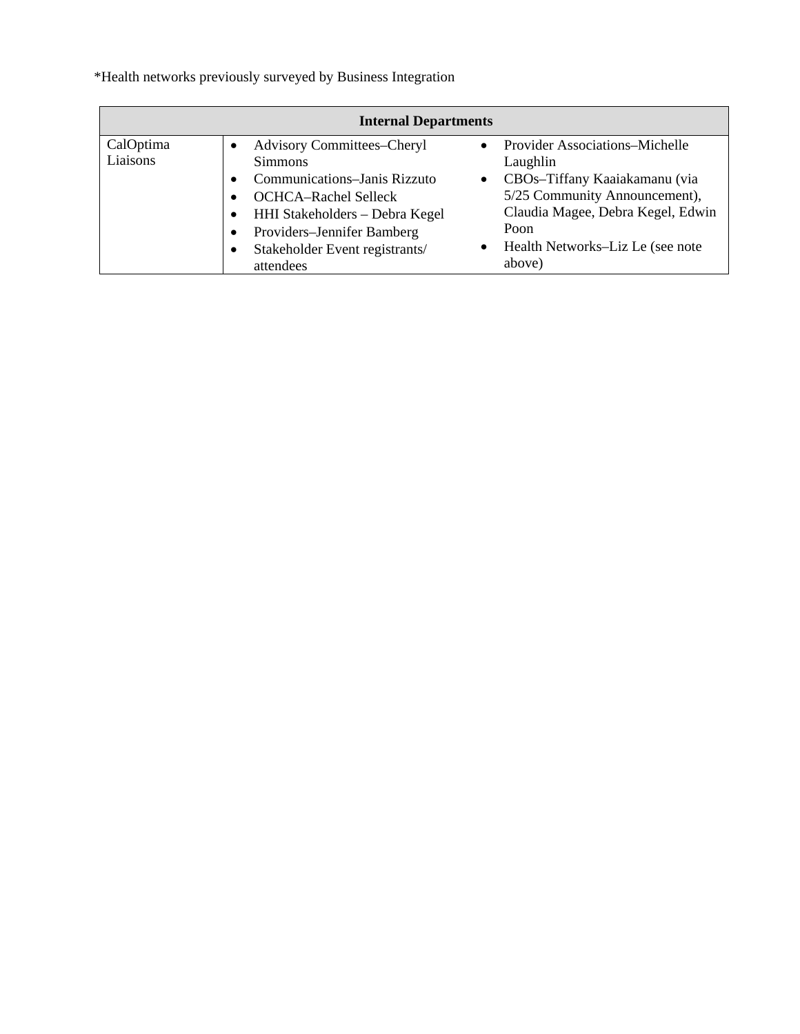*Health networks previously surveyed by Business Integration

| Internal Departments | | |
| --- | --- | --- |
| CalOptima Liaisons | • Advisory Committees–Cheryl Simmons<br>• Communications–Janis Rizzuto<br>• OCHCA–Rachel Selleck<br>• HHI Stakeholders – Debra Kegel<br>• Providers–Jennifer Bamberg<br>• Stakeholder Event registrants/ attendees | • Provider Associations–Michelle Laughlin<br>• CBOs–Tiffany Kaaiakamanu (via 5/25 Community Announcement), Claudia Magee, Debra Kegel, Edwin Poon<br>• Health Networks–Liz Le (see note above) |